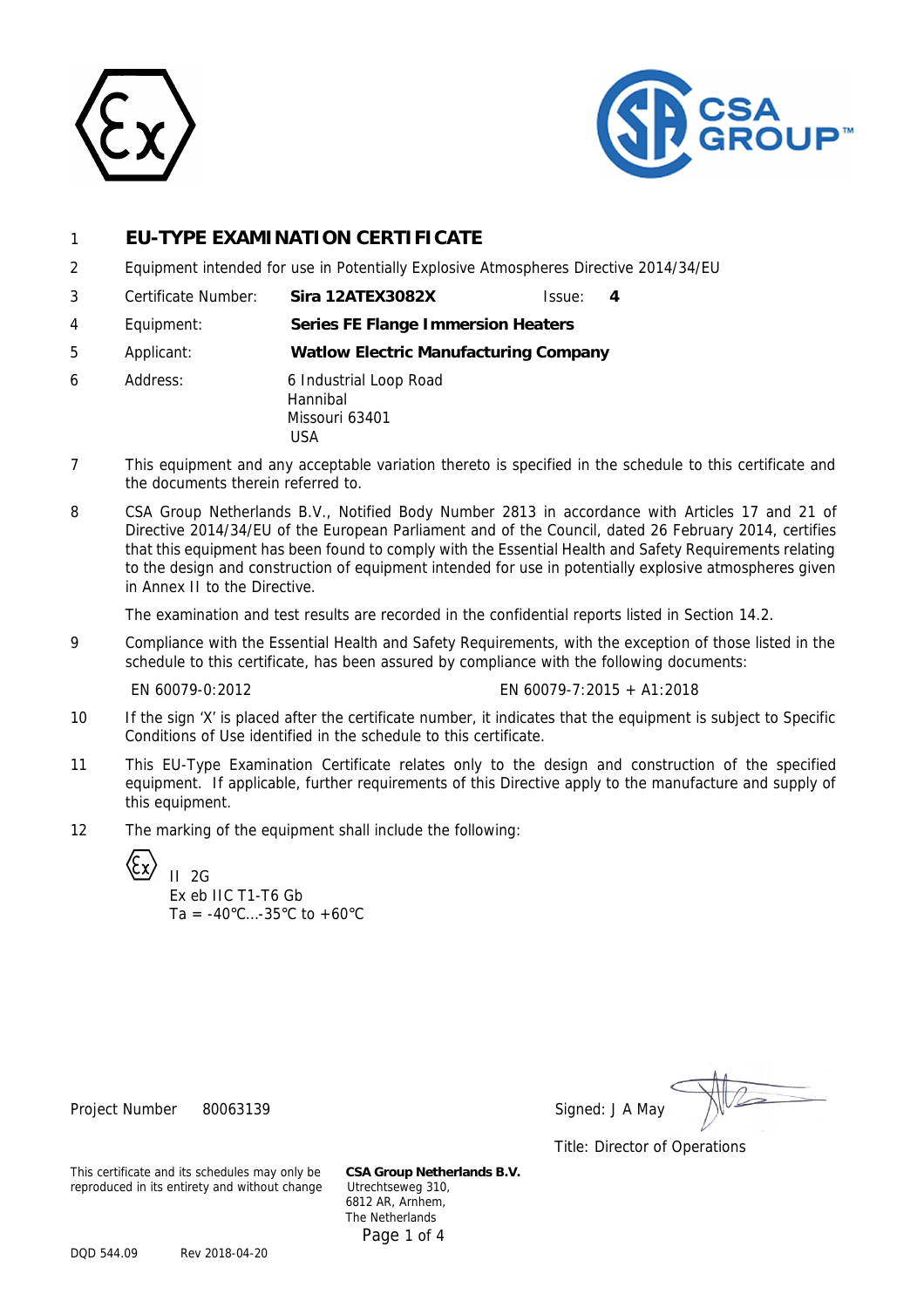1 **EU-TYPE EXAMINATION CERTIFICATE**

2 Equipment intended for use in Potentially Explosive Atmospheres Directive 2014/34/EU

3 Certificate Number: **Sira 12ATEX3082X** Issue: **4**

4 Equipment: **Series FE Flange Immersion Heaters**

5 Applicant: **Watlow Electric Manufacturing Company**

6 Address: 6 Industrial Loop Road
Hannibal
Missouri 63401
USA

7 This equipment and any acceptable variation thereto is specified in the schedule to this certificate and the documents therein referred to.

8 CSA Group Netherlands B.V., Notified Body Number 2813 in accordance with Articles 17 and 21 of Directive 2014/34/EU of the European Parliament and of the Council, dated 26 February 2014, certifies that this equipment has been found to comply with the Essential Health and Safety Requirements relating to the design and construction of equipment intended for use in potentially explosive atmospheres given in Annex II to the Directive.

The examination and test results are recorded in the confidential reports listed in Section 14.2.

9 Compliance with the Essential Health and Safety Requirements, with the exception of those listed in the schedule to this certificate, has been assured by compliance with the following documents:

EN 60079-0:2012 EN 60079-7:2015 + A1:2018

10 If the sign 'X' is placed after the certificate number, it indicates that the equipment is subject to Specific Conditions of Use identified in the schedule to this certificate.

11 This EU-Type Examination Certificate relates only to the design and construction of the specified equipment. If applicable, further requirements of this Directive apply to the manufacture and supply of this equipment.

12 The marking of the equipment shall include the following:

Ex II 2G
Ex eb IIC T1-T6 Gb
Ta = -40°C...-35°C to +60°C

Project Number 80063139

Signed: J A May

Title: Director of Operations

This certificate and its schedules may only be reproduced in its entirety and without change

**CSA Group Netherlands B.V.**
Utrechtseweg 310,
6812 AR, Arnhem,
The Netherlands

DQD 544.09 Rev 2018-04-20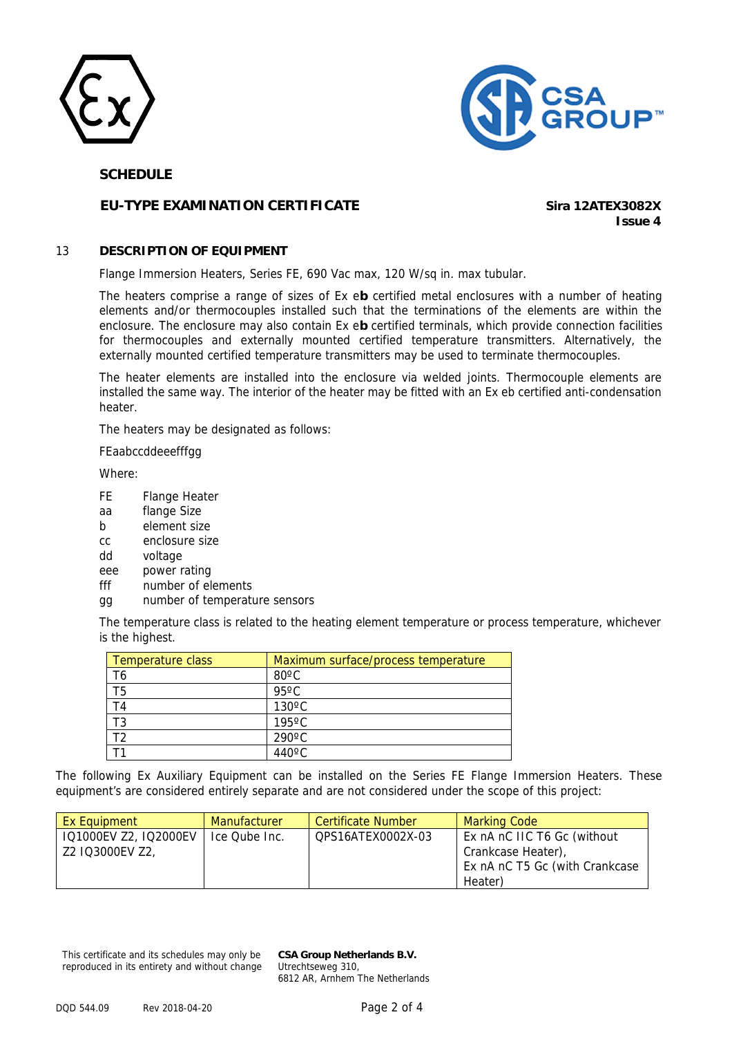**SCHEDULE**

**EU-TYPE EXAMINATION CERTIFICATE**

**Sira 12ATEX3082X**
**Issue 4**

## 13 DESCRIPTION OF EQUIPMENT

Flange Immersion Heaters, Series FE, 690 Vac max, 120 W/sq in. max tubular.

The heaters comprise a range of sizes of Ex e**b** certified metal enclosures with a number of heating elements and/or thermocouples installed such that the terminations of the elements are within the enclosure. The enclosure may also contain Ex e**b** certified terminals, which provide connection facilities for thermocouples and externally mounted certified temperature transmitters. Alternatively, the externally mounted certified temperature transmitters may be used to terminate thermocouples.

The heater elements are installed into the enclosure via welded joints. Thermocouple elements are installed the same way. The interior of the heater may be fitted with an Ex eb certified anti-condensation heater.

The heaters may be designated as follows:

FEaabccddeeefffgg

Where:

- FE Flange Heater
- aa flange Size
- b element size
- cc enclosure size
- dd voltage
- eee power rating
- fff number of elements
- gg number of temperature sensors

The temperature class is related to the heating element temperature or process temperature, whichever is the highest.

| Temperature class | Maximum surface/process temperature |
|---|---|
| T6 | 80ºC |
| T5 | 95ºC |
| T4 | 130ºC |
| T3 | 195ºC |
| T2 | 290ºC |
| T1 | 440ºC |

The following Ex Auxiliary Equipment can be installed on the Series FE Flange Immersion Heaters. These equipment's are considered entirely separate and are not considered under the scope of this project:

| Ex Equipment | Manufacturer | Certificate Number | Marking Code |
|---|---|---|---|
| IQ1000EV Z2, IQ2000EV Z2 IQ3000EV Z2, | Ice Qube Inc. | QPS16ATEX0002X-03 | Ex nA nC IIC T6 Gc (without Crankcase Heater), Ex nA nC T5 Gc (with Crankcase Heater) |

This certificate and its schedules may only be reproduced in its entirety and without change

**CSA Group Netherlands B.V.**
Utrechtseweg 310,
6812 AR, Arnhem The Netherlands

DQD 544.09 Rev 2018-04-20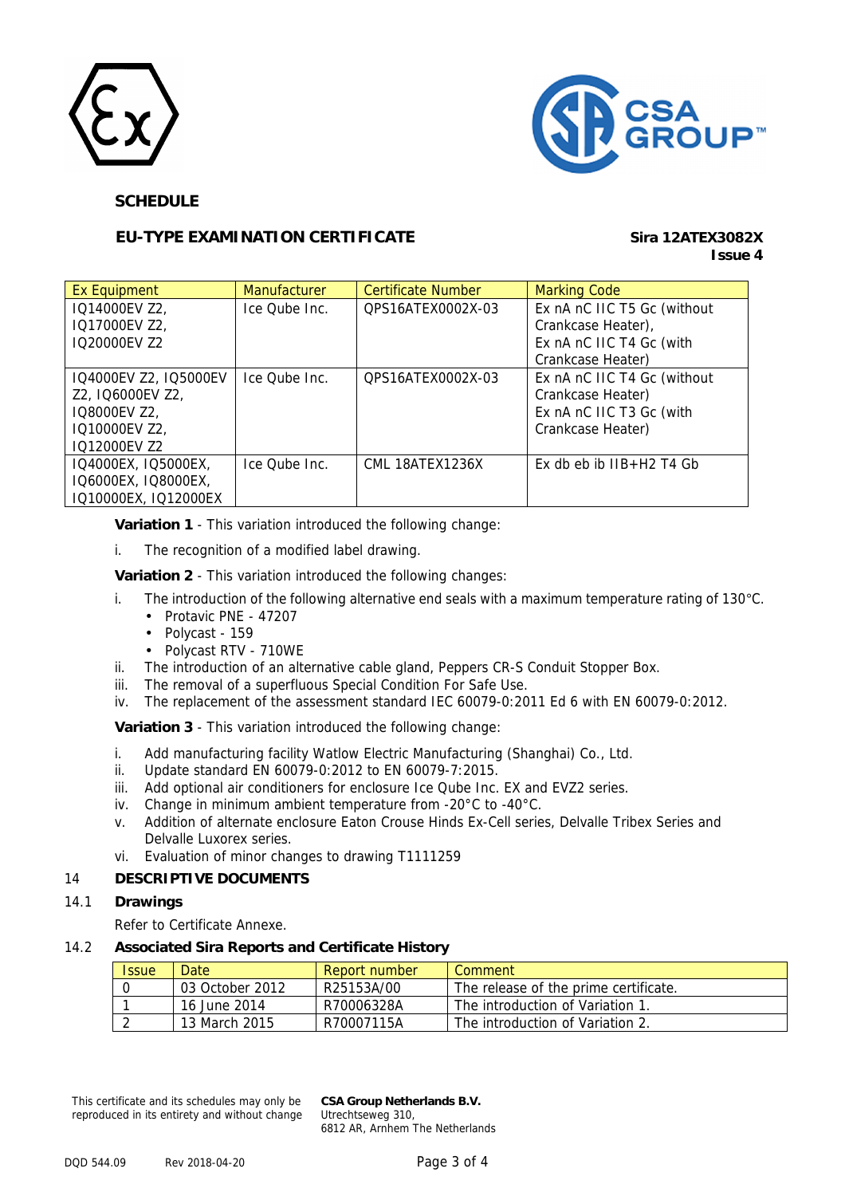**SCHEDULE**

**EU-TYPE EXAMINATION CERTIFICATE**

**Sira 12ATEX3082X**
**Issue 4**

| Ex Equipment | Manufacturer | Certificate Number | Marking Code |
|---|---|---|---|
| IQ14000EV Z2, IQ17000EV Z2, IQ20000EV Z2 | Ice Qube Inc. | QPS16ATEX0002X-03 | Ex nA nC IIC T5 Gc (without Crankcase Heater), Ex nA nC IIC T4 Gc (with Crankcase Heater) |
| IQ4000EV Z2, IQ5000EV Z2, IQ6000EV Z2, IQ8000EV Z2, IQ10000EV Z2, IQ12000EV Z2 | Ice Qube Inc. | QPS16ATEX0002X-03 | Ex nA nC IIC T4 Gc (without Crankcase Heater) Ex nA nC IIC T3 Gc (with Crankcase Heater) |
| IQ4000EX, IQ5000EX, IQ6000EX, IQ8000EX, IQ10000EX, IQ12000EX | Ice Qube Inc. | CML 18ATEX1236X | Ex db eb ib IIB+H2 T4 Gb |

**Variation 1** - This variation introduced the following change:

i. The recognition of a modified label drawing.

**Variation 2** - This variation introduced the following changes:

i. The introduction of the following alternative end seals with a maximum temperature rating of 130°C.
   - Protavic PNE - 47207
   - Polycast - 159
   - Polycast RTV - 710WE
ii. The introduction of an alternative cable gland, Peppers CR-S Conduit Stopper Box.
iii. The removal of a superfluous Special Condition For Safe Use.
iv. The replacement of the assessment standard IEC 60079-0:2011 Ed 6 with EN 60079-0:2012.

**Variation 3** - This variation introduced the following change:

i. Add manufacturing facility Watlow Electric Manufacturing (Shanghai) Co., Ltd.
ii. Update standard EN 60079-0:2012 to EN 60079-7:2015.
iii. Add optional air conditioners for enclosure Ice Qube Inc. EX and EVZ2 series.
iv. Change in minimum ambient temperature from -20°C to -40°C.
v. Addition of alternate enclosure Eaton Crouse Hinds Ex-Cell series, Delvalle Tribex Series and Delvalle Luxorex series.
vi. Evaluation of minor changes to drawing T1111259

## 14 DESCRIPTIVE DOCUMENTS

### 14.1 Drawings

Refer to Certificate Annexe.

### 14.2 Associated Sira Reports and Certificate History

| Issue | Date | Report number | Comment |
|---|---|---|---|
| 0 | 03 October 2012 | R25153A/00 | The release of the prime certificate. |
| 1 | 16 June 2014 | R70006328A | The introduction of Variation 1. |
| 2 | 13 March 2015 | R70007115A | The introduction of Variation 2. |

This certificate and its schedules may only be reproduced in its entirety and without change

**CSA Group Netherlands B.V.**
Utrechtseweg 310,
6812 AR, Arnhem The Netherlands

DQD 544.09 Rev 2018-04-20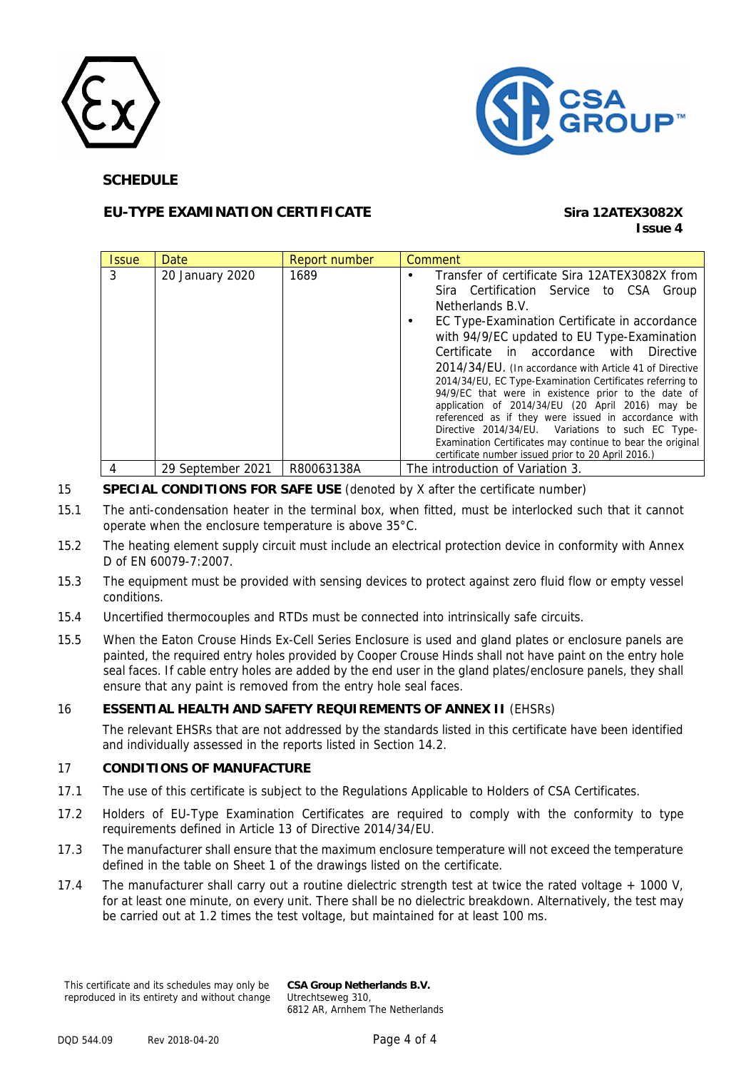**SCHEDULE**

**EU-TYPE EXAMINATION CERTIFICATE** **Sira 12ATEX3082X**
**Issue 4**

| Issue | Date | Report number | Comment |
|---|---|---|---|
| 3 | 20 January 2020 | 1689 | • Transfer of certificate Sira 12ATEX3082X from Sira Certification Service to CSA Group Netherlands B.V. <br> • EC Type-Examination Certificate in accordance with 94/9/EC updated to EU Type-Examination Certificate in accordance with Directive 2014/34/EU. (In accordance with Article 41 of Directive 2014/34/EU, EC Type-Examination Certificates referring to 94/9/EC that were in existence prior to the date of application of 2014/34/EU (20 April 2016) may be referenced as if they were issued in accordance with Directive 2014/34/EU. Variations to such EC Type-Examination Certificates may continue to bear the original certificate number issued prior to 20 April 2016.) |
| 4 | 29 September 2021 | R80063138A | The introduction of Variation 3. |

15 **SPECIAL CONDITIONS FOR SAFE USE** (denoted by X after the certificate number)

15.1 The anti-condensation heater in the terminal box, when fitted, must be interlocked such that it cannot operate when the enclosure temperature is above 35°C.

15.2 The heating element supply circuit must include an electrical protection device in conformity with Annex D of EN 60079-7:2007.

15.3 The equipment must be provided with sensing devices to protect against zero fluid flow or empty vessel conditions.

15.4 Uncertified thermocouples and RTDs must be connected into intrinsically safe circuits.

15.5 When the Eaton Crouse Hinds Ex-Cell Series Enclosure is used and gland plates or enclosure panels are painted, the required entry holes provided by Cooper Crouse Hinds shall not have paint on the entry hole seal faces. If cable entry holes are added by the end user in the gland plates/enclosure panels, they shall ensure that any paint is removed from the entry hole seal faces.

16 **ESSENTIAL HEALTH AND SAFETY REQUIREMENTS OF ANNEX II** (EHSRs)

The relevant EHSRs that are not addressed by the standards listed in this certificate have been identified and individually assessed in the reports listed in Section 14.2.

17 **CONDITIONS OF MANUFACTURE**

17.1 The use of this certificate is subject to the Regulations Applicable to Holders of CSA Certificates.

17.2 Holders of EU-Type Examination Certificates are required to comply with the conformity to type requirements defined in Article 13 of Directive 2014/34/EU.

17.3 The manufacturer shall ensure that the maximum enclosure temperature will not exceed the temperature defined in the table on Sheet 1 of the drawings listed on the certificate.

17.4 The manufacturer shall carry out a routine dielectric strength test at twice the rated voltage + 1000 V, for at least one minute, on every unit. There shall be no dielectric breakdown. Alternatively, the test may be carried out at 1.2 times the test voltage, but maintained for at least 100 ms.

This certificate and its schedules may only be reproduced in its entirety and without change

**CSA Group Netherlands B.V.**
Utrechtseweg 310,
6812 AR, Arnhem The Netherlands

DQD 544.09 Rev 2018-04-20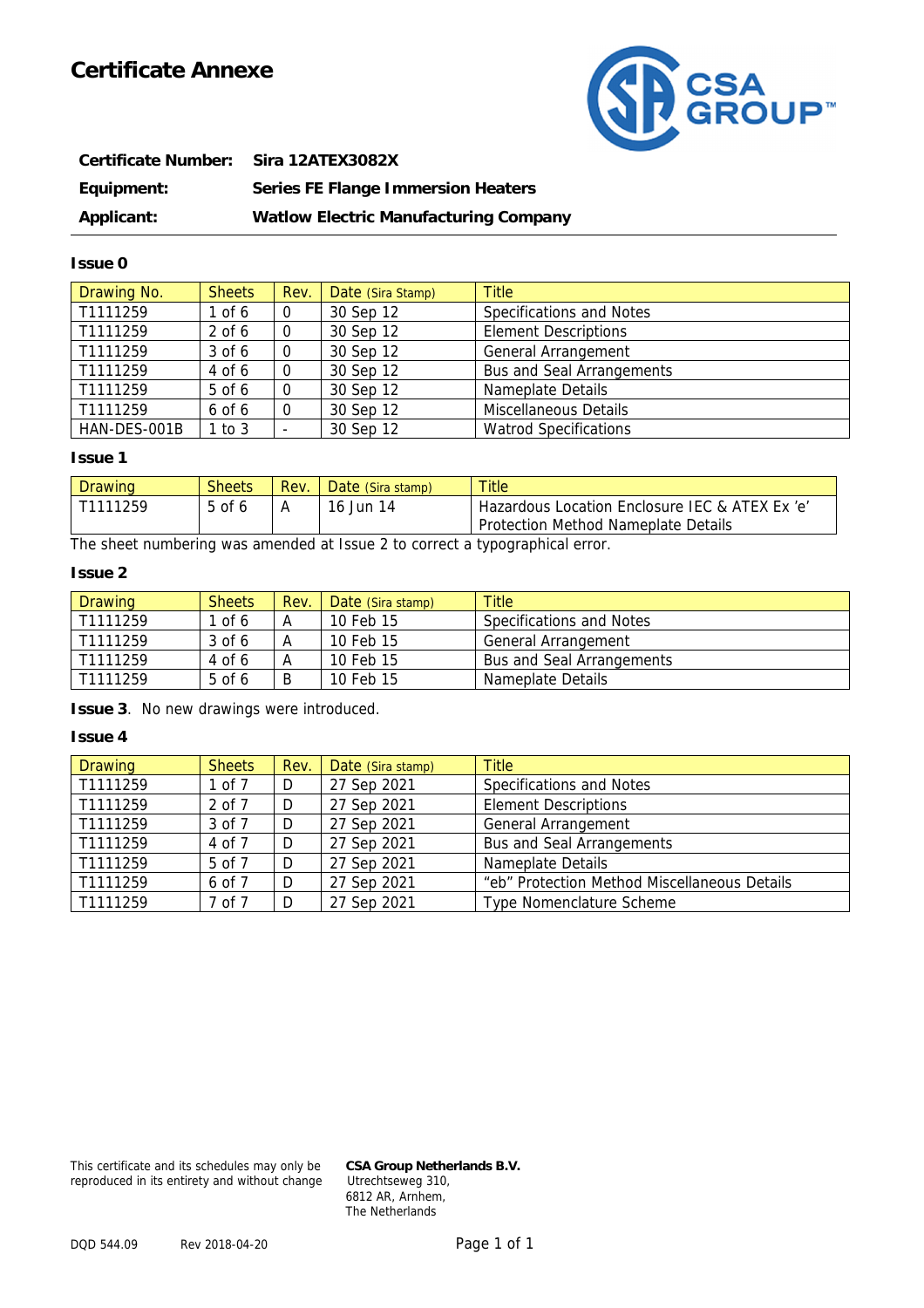# Certificate Annexe

| | |
|---|---|
| **Certificate Number:** | **Sira 12ATEX3082X** |
| **Equipment:** | **Series FE Flange Immersion Heaters** |
| **Applicant:** | **Watlow Electric Manufacturing Company** |

**Issue 0**

| Drawing No. | Sheets | Rev. | Date (Sira Stamp) | Title |
|---|---|---|---|---|
| T1111259 | 1 of 6 | 0 | 30 Sep 12 | Specifications and Notes |
| T1111259 | 2 of 6 | 0 | 30 Sep 12 | Element Descriptions |
| T1111259 | 3 of 6 | 0 | 30 Sep 12 | General Arrangement |
| T1111259 | 4 of 6 | 0 | 30 Sep 12 | Bus and Seal Arrangements |
| T1111259 | 5 of 6 | 0 | 30 Sep 12 | Nameplate Details |
| T1111259 | 6 of 6 | 0 | 30 Sep 12 | Miscellaneous Details |
| HAN-DES-001B | 1 to 3 | - | 30 Sep 12 | Watrod Specifications |

**Issue 1**

| Drawing | Sheets | Rev. | Date (Sira stamp) | Title |
|---|---|---|---|---|
| T1111259 | 5 of 6 | A | 16 Jun 14 | Hazardous Location Enclosure IEC & ATEX Ex 'e' Protection Method Nameplate Details |

The sheet numbering was amended at Issue 2 to correct a typographical error.

**Issue 2**

| Drawing | Sheets | Rev. | Date (Sira stamp) | Title |
|---|---|---|---|---|
| T1111259 | 1 of 6 | A | 10 Feb 15 | Specifications and Notes |
| T1111259 | 3 of 6 | A | 10 Feb 15 | General Arrangement |
| T1111259 | 4 of 6 | A | 10 Feb 15 | Bus and Seal Arrangements |
| T1111259 | 5 of 6 | B | 10 Feb 15 | Nameplate Details |

**Issue 3**. No new drawings were introduced.

**Issue 4**

| Drawing | Sheets | Rev. | Date (Sira stamp) | Title |
|---|---|---|---|---|
| T1111259 | 1 of 7 | D | 27 Sep 2021 | Specifications and Notes |
| T1111259 | 2 of 7 | D | 27 Sep 2021 | Element Descriptions |
| T1111259 | 3 of 7 | D | 27 Sep 2021 | General Arrangement |
| T1111259 | 4 of 7 | D | 27 Sep 2021 | Bus and Seal Arrangements |
| T1111259 | 5 of 7 | D | 27 Sep 2021 | Nameplate Details |
| T1111259 | 6 of 7 | D | 27 Sep 2021 | "eb" Protection Method Miscellaneous Details |
| T1111259 | 7 of 7 | D | 27 Sep 2021 | Type Nomenclature Scheme |

This certificate and its schedules may only be reproduced in its entirety and without change

**CSA Group Netherlands B.V.**
Utrechtseweg 310,
6812 AR, Arnhem,
The Netherlands

DQD 544.09 Rev 2018-04-20